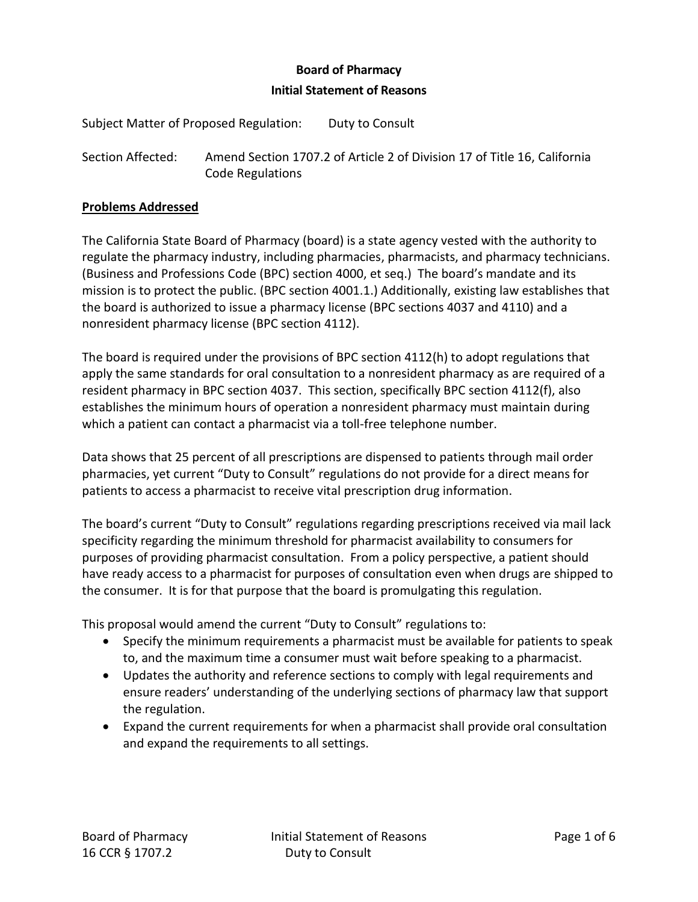**Board of Pharmacy**

**Initial Statement of Reasons**

Subject Matter of Proposed Regulation: Duty to Consult

Section Affected: Amend Section 1707.2 of Article 2 of Division 17 of Title 16, California Code Regulations

## Problems Addressed

The California State Board of Pharmacy (board) is a state agency vested with the authority to regulate the pharmacy industry, including pharmacies, pharmacists, and pharmacy technicians. (Business and Professions Code (BPC) section 4000, et seq.) The board's mandate and its mission is to protect the public. (BPC section 4001.1.) Additionally, existing law establishes that the board is authorized to issue a pharmacy license (BPC sections 4037 and 4110) and a nonresident pharmacy license (BPC section 4112).

The board is required under the provisions of BPC section 4112(h) to adopt regulations that apply the same standards for oral consultation to a nonresident pharmacy as are required of a resident pharmacy in BPC section 4037. This section, specifically BPC section 4112(f), also establishes the minimum hours of operation a nonresident pharmacy must maintain during which a patient can contact a pharmacist via a toll-free telephone number.

Data shows that 25 percent of all prescriptions are dispensed to patients through mail order pharmacies, yet current "Duty to Consult" regulations do not provide for a direct means for patients to access a pharmacist to receive vital prescription drug information.

The board's current "Duty to Consult" regulations regarding prescriptions received via mail lack specificity regarding the minimum threshold for pharmacist availability to consumers for purposes of providing pharmacist consultation. From a policy perspective, a patient should have ready access to a pharmacist for purposes of consultation even when drugs are shipped to the consumer. It is for that purpose that the board is promulgating this regulation.

This proposal would amend the current "Duty to Consult" regulations to:

- Specify the minimum requirements a pharmacist must be available for patients to speak to, and the maximum time a consumer must wait before speaking to a pharmacist.
- Updates the authority and reference sections to comply with legal requirements and ensure readers' understanding of the underlying sections of pharmacy law that support the regulation.
- Expand the current requirements for when a pharmacist shall provide oral consultation and expand the requirements to all settings.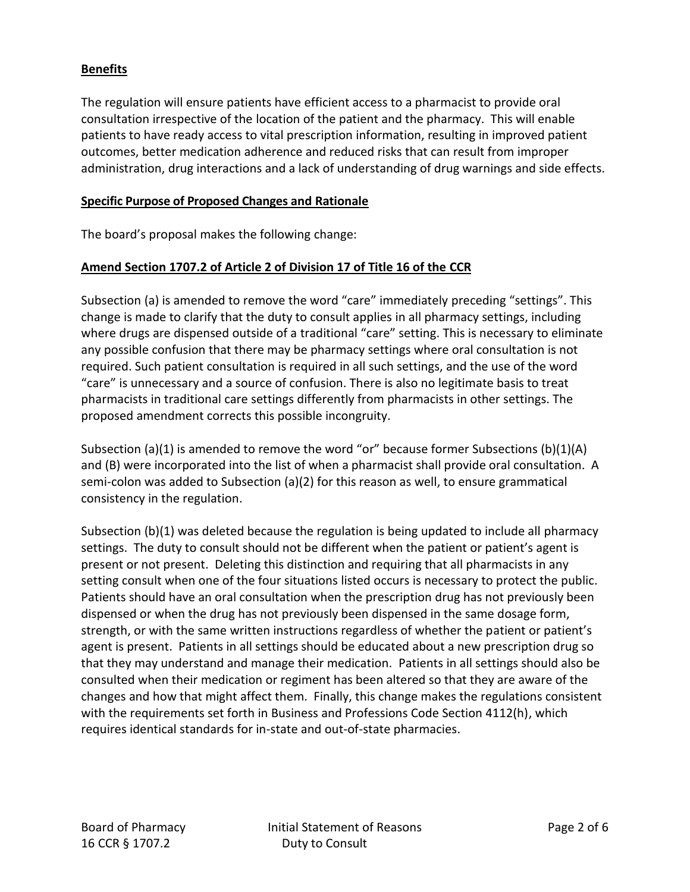**Benefits**

The regulation will ensure patients have efficient access to a pharmacist to provide oral consultation irrespective of the location of the patient and the pharmacy. This will enable patients to have ready access to vital prescription information, resulting in improved patient outcomes, better medication adherence and reduced risks that can result from improper administration, drug interactions and a lack of understanding of drug warnings and side effects.

**Specific Purpose of Proposed Changes and Rationale**

The board's proposal makes the following change:

**Amend Section 1707.2 of Article 2 of Division 17 of Title 16 of the CCR**

Subsection (a) is amended to remove the word "care" immediately preceding "settings". This change is made to clarify that the duty to consult applies in all pharmacy settings, including where drugs are dispensed outside of a traditional "care" setting. This is necessary to eliminate any possible confusion that there may be pharmacy settings where oral consultation is not required. Such patient consultation is required in all such settings, and the use of the word "care" is unnecessary and a source of confusion. There is also no legitimate basis to treat pharmacists in traditional care settings differently from pharmacists in other settings. The proposed amendment corrects this possible incongruity.

Subsection (a)(1) is amended to remove the word "or" because former Subsections (b)(1)(A) and (B) were incorporated into the list of when a pharmacist shall provide oral consultation. A semi-colon was added to Subsection (a)(2) for this reason as well, to ensure grammatical consistency in the regulation.

Subsection (b)(1) was deleted because the regulation is being updated to include all pharmacy settings. The duty to consult should not be different when the patient or patient's agent is present or not present. Deleting this distinction and requiring that all pharmacists in any setting consult when one of the four situations listed occurs is necessary to protect the public. Patients should have an oral consultation when the prescription drug has not previously been dispensed or when the drug has not previously been dispensed in the same dosage form, strength, or with the same written instructions regardless of whether the patient or patient's agent is present. Patients in all settings should be educated about a new prescription drug so that they may understand and manage their medication. Patients in all settings should also be consulted when their medication or regiment has been altered so that they are aware of the changes and how that might affect them. Finally, this change makes the regulations consistent with the requirements set forth in Business and Professions Code Section 4112(h), which requires identical standards for in-state and out-of-state pharmacies.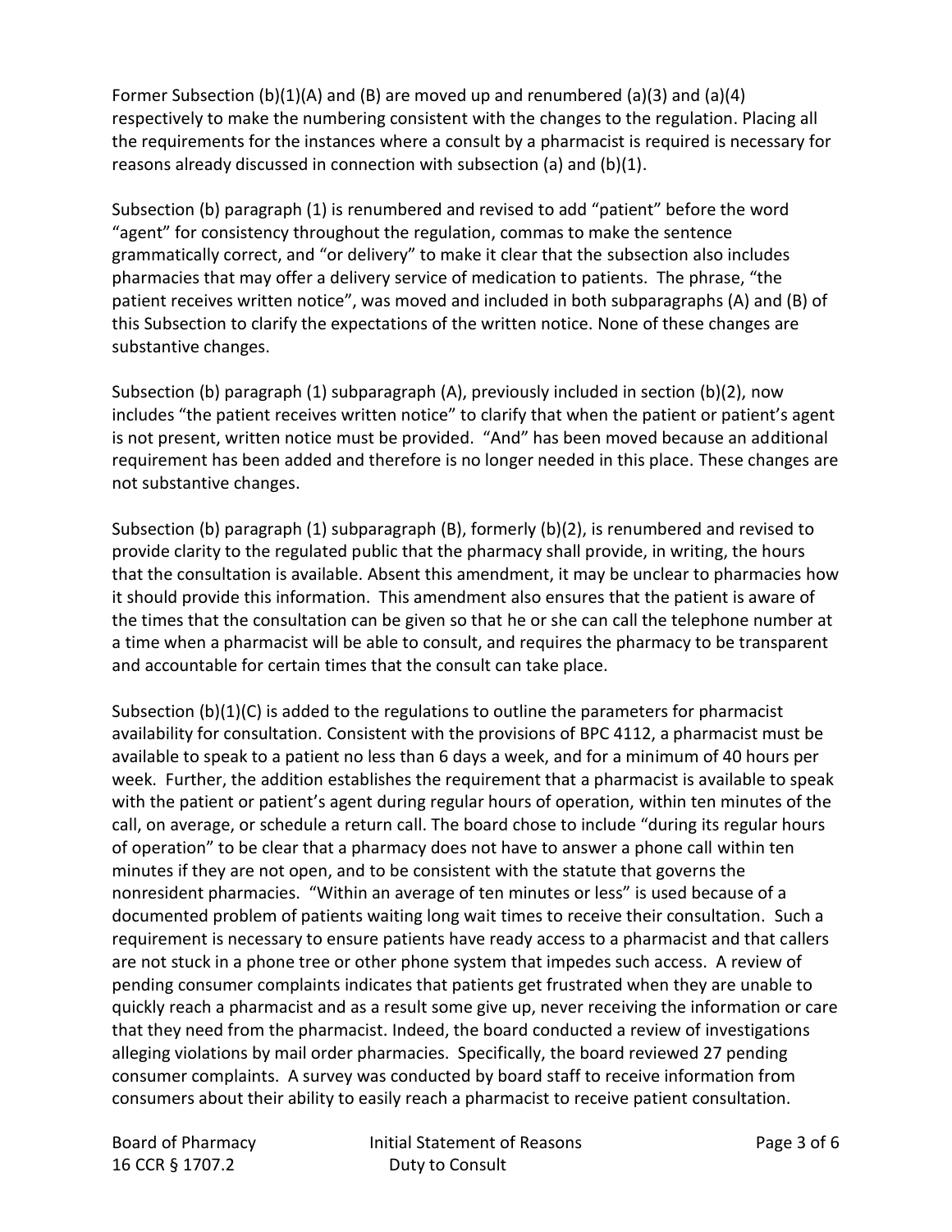Former Subsection (b)(1)(A) and (B) are moved up and renumbered (a)(3) and (a)(4) respectively to make the numbering consistent with the changes to the regulation. Placing all the requirements for the instances where a consult by a pharmacist is required is necessary for reasons already discussed in connection with subsection (a) and (b)(1).

Subsection (b) paragraph (1) is renumbered and revised to add "patient" before the word "agent" for consistency throughout the regulation, commas to make the sentence grammatically correct, and "or delivery" to make it clear that the subsection also includes pharmacies that may offer a delivery service of medication to patients. The phrase, "the patient receives written notice", was moved and included in both subparagraphs (A) and (B) of this Subsection to clarify the expectations of the written notice. None of these changes are substantive changes.

Subsection (b) paragraph (1) subparagraph (A), previously included in section (b)(2), now includes "the patient receives written notice" to clarify that when the patient or patient's agent is not present, written notice must be provided. "And" has been moved because an additional requirement has been added and therefore is no longer needed in this place. These changes are not substantive changes.

Subsection (b) paragraph (1) subparagraph (B), formerly (b)(2), is renumbered and revised to provide clarity to the regulated public that the pharmacy shall provide, in writing, the hours that the consultation is available. Absent this amendment, it may be unclear to pharmacies how it should provide this information. This amendment also ensures that the patient is aware of the times that the consultation can be given so that he or she can call the telephone number at a time when a pharmacist will be able to consult, and requires the pharmacy to be transparent and accountable for certain times that the consult can take place.

Subsection (b)(1)(C) is added to the regulations to outline the parameters for pharmacist availability for consultation. Consistent with the provisions of BPC 4112, a pharmacist must be available to speak to a patient no less than 6 days a week, and for a minimum of 40 hours per week. Further, the addition establishes the requirement that a pharmacist is available to speak with the patient or patient's agent during regular hours of operation, within ten minutes of the call, on average, or schedule a return call. The board chose to include "during its regular hours of operation" to be clear that a pharmacy does not have to answer a phone call within ten minutes if they are not open, and to be consistent with the statute that governs the nonresident pharmacies. "Within an average of ten minutes or less" is used because of a documented problem of patients waiting long wait times to receive their consultation. Such a requirement is necessary to ensure patients have ready access to a pharmacist and that callers are not stuck in a phone tree or other phone system that impedes such access. A review of pending consumer complaints indicates that patients get frustrated when they are unable to quickly reach a pharmacist and as a result some give up, never receiving the information or care that they need from the pharmacist. Indeed, the board conducted a review of investigations alleging violations by mail order pharmacies. Specifically, the board reviewed 27 pending consumer complaints. A survey was conducted by board staff to receive information from consumers about their ability to easily reach a pharmacist to receive patient consultation.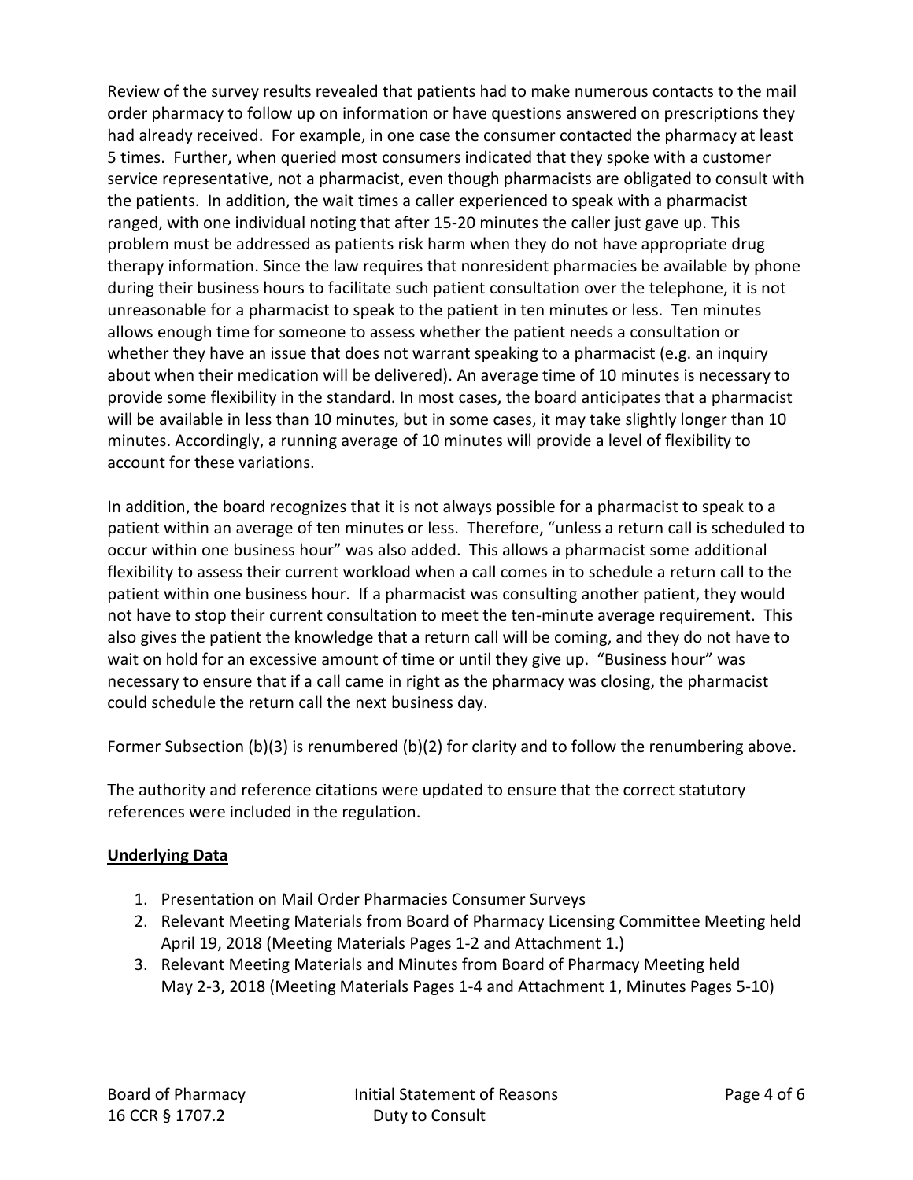Review of the survey results revealed that patients had to make numerous contacts to the mail order pharmacy to follow up on information or have questions answered on prescriptions they had already received. For example, in one case the consumer contacted the pharmacy at least 5 times. Further, when queried most consumers indicated that they spoke with a customer service representative, not a pharmacist, even though pharmacists are obligated to consult with the patients. In addition, the wait times a caller experienced to speak with a pharmacist ranged, with one individual noting that after 15-20 minutes the caller just gave up. This problem must be addressed as patients risk harm when they do not have appropriate drug therapy information. Since the law requires that nonresident pharmacies be available by phone during their business hours to facilitate such patient consultation over the telephone, it is not unreasonable for a pharmacist to speak to the patient in ten minutes or less. Ten minutes allows enough time for someone to assess whether the patient needs a consultation or whether they have an issue that does not warrant speaking to a pharmacist (e.g. an inquiry about when their medication will be delivered). An average time of 10 minutes is necessary to provide some flexibility in the standard. In most cases, the board anticipates that a pharmacist will be available in less than 10 minutes, but in some cases, it may take slightly longer than 10 minutes. Accordingly, a running average of 10 minutes will provide a level of flexibility to account for these variations.

In addition, the board recognizes that it is not always possible for a pharmacist to speak to a patient within an average of ten minutes or less. Therefore, "unless a return call is scheduled to occur within one business hour" was also added. This allows a pharmacist some additional flexibility to assess their current workload when a call comes in to schedule a return call to the patient within one business hour. If a pharmacist was consulting another patient, they would not have to stop their current consultation to meet the ten-minute average requirement. This also gives the patient the knowledge that a return call will be coming, and they do not have to wait on hold for an excessive amount of time or until they give up. "Business hour" was necessary to ensure that if a call came in right as the pharmacy was closing, the pharmacist could schedule the return call the next business day.

Former Subsection (b)(3) is renumbered (b)(2) for clarity and to follow the renumbering above.

The authority and reference citations were updated to ensure that the correct statutory references were included in the regulation.

**Underlying Data**

1. Presentation on Mail Order Pharmacies Consumer Surveys
2. Relevant Meeting Materials from Board of Pharmacy Licensing Committee Meeting held April 19, 2018 (Meeting Materials Pages 1-2 and Attachment 1.)
3. Relevant Meeting Materials and Minutes from Board of Pharmacy Meeting held May 2-3, 2018 (Meeting Materials Pages 1-4 and Attachment 1, Minutes Pages 5-10)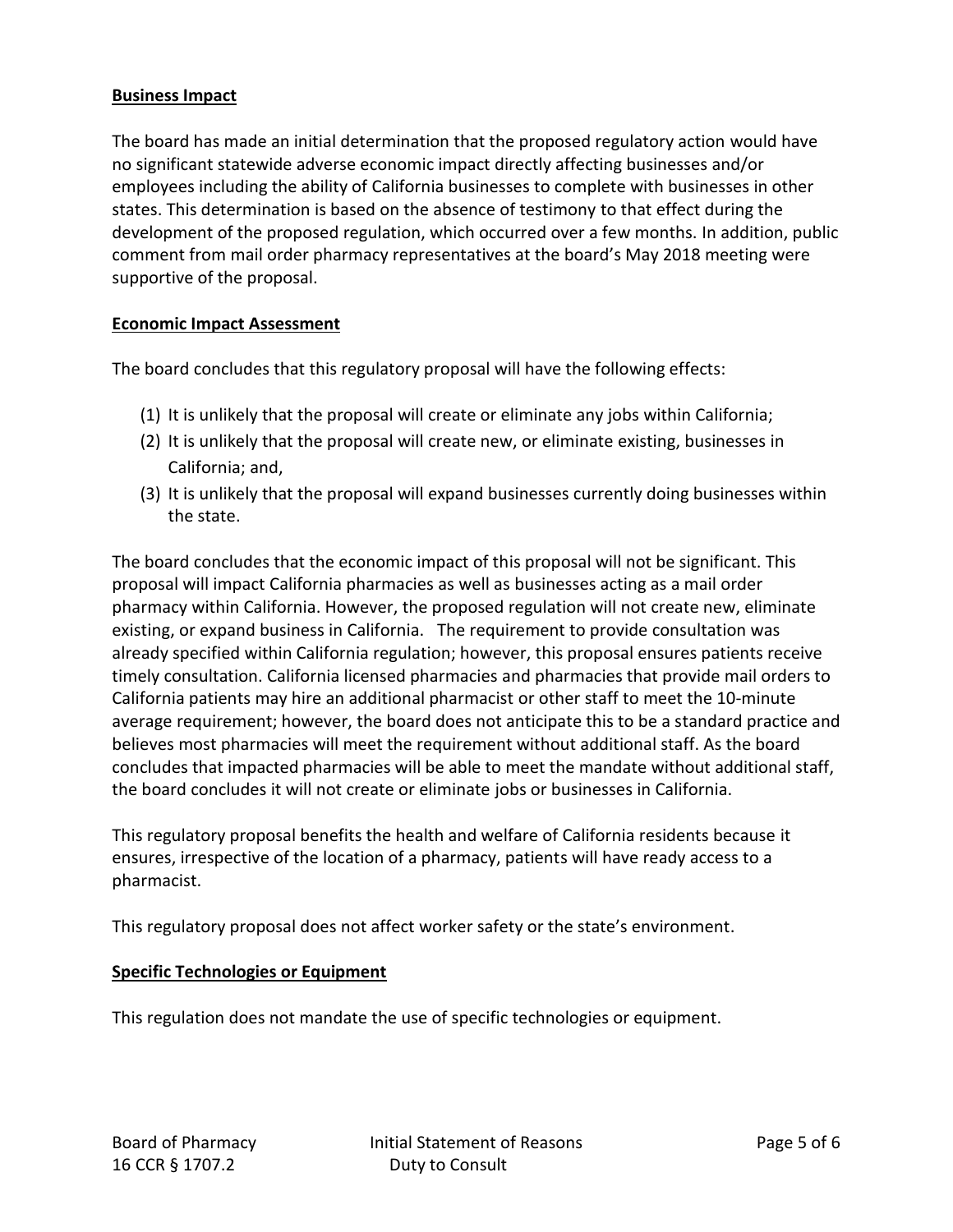**Business Impact**

The board has made an initial determination that the proposed regulatory action would have no significant statewide adverse economic impact directly affecting businesses and/or employees including the ability of California businesses to complete with businesses in other states. This determination is based on the absence of testimony to that effect during the development of the proposed regulation, which occurred over a few months. In addition, public comment from mail order pharmacy representatives at the board's May 2018 meeting were supportive of the proposal.

**Economic Impact Assessment**

The board concludes that this regulatory proposal will have the following effects:

(1) It is unlikely that the proposal will create or eliminate any jobs within California;
(2) It is unlikely that the proposal will create new, or eliminate existing, businesses in California; and,
(3) It is unlikely that the proposal will expand businesses currently doing businesses within the state.

The board concludes that the economic impact of this proposal will not be significant. This proposal will impact California pharmacies as well as businesses acting as a mail order pharmacy within California. However, the proposed regulation will not create new, eliminate existing, or expand business in California. The requirement to provide consultation was already specified within California regulation; however, this proposal ensures patients receive timely consultation. California licensed pharmacies and pharmacies that provide mail orders to California patients may hire an additional pharmacist or other staff to meet the 10-minute average requirement; however, the board does not anticipate this to be a standard practice and believes most pharmacies will meet the requirement without additional staff. As the board concludes that impacted pharmacies will be able to meet the mandate without additional staff, the board concludes it will not create or eliminate jobs or businesses in California.

This regulatory proposal benefits the health and welfare of California residents because it ensures, irrespective of the location of a pharmacy, patients will have ready access to a pharmacist.

This regulatory proposal does not affect worker safety or the state's environment.

**Specific Technologies or Equipment**

This regulation does not mandate the use of specific technologies or equipment.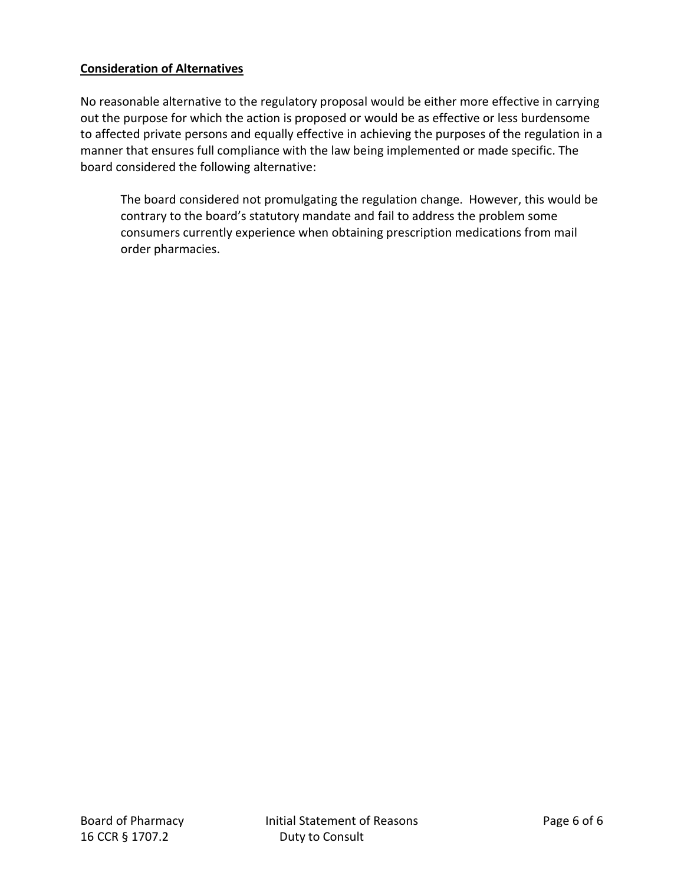**Consideration of Alternatives**

No reasonable alternative to the regulatory proposal would be either more effective in carrying out the purpose for which the action is proposed or would be as effective or less burdensome to affected private persons and equally effective in achieving the purposes of the regulation in a manner that ensures full compliance with the law being implemented or made specific. The board considered the following alternative:

> The board considered not promulgating the regulation change. However, this would be contrary to the board's statutory mandate and fail to address the problem some consumers currently experience when obtaining prescription medications from mail order pharmacies.